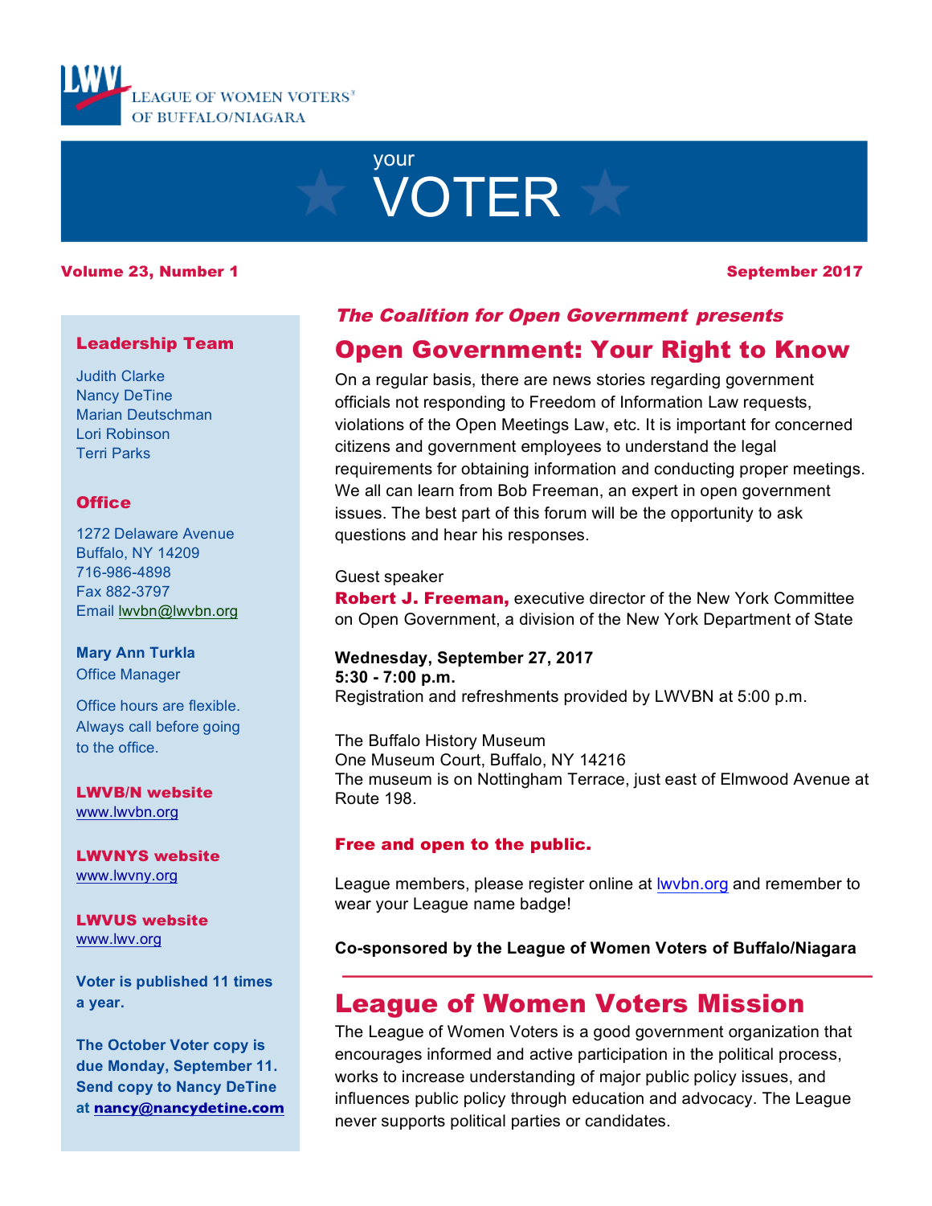LEAGUE OF WOMEN VOTERS® OF BUFFALO/NIAGARA

# your VOTER

**Volume 23, Number 1** **September 2017**

### Leadership Team

Judith Clarke
Nancy DeTine
Marian Deutschman
Lori Robinson
Terri Parks

### Office

1272 Delaware Avenue
Buffalo, NY 14209
716-986-4898
Fax 882-3797
Email lwvbn@lwvbn.org

**Mary Ann Turkla**
Office Manager

Office hours are flexible. Always call before going to the office.

**LWVB/N website**
www.lwvbn.org

**LWVNYS website**
www.lwvny.org

**LWVUS website**
www.lwv.org

**Voter is published 11 times a year.**

**The October Voter copy is due Monday, September 11. Send copy to Nancy DeTine at nancy@nancydetine.com**

***The Coalition for Open Government presents***

## Open Government: Your Right to Know

On a regular basis, there are news stories regarding government officials not responding to Freedom of Information Law requests, violations of the Open Meetings Law, etc. It is important for concerned citizens and government employees to understand the legal requirements for obtaining information and conducting proper meetings. We all can learn from Bob Freeman, an expert in open government issues. The best part of this forum will be the opportunity to ask questions and hear his responses.

Guest speaker
**Robert J. Freeman,** executive director of the New York Committee on Open Government, a division of the New York Department of State

**Wednesday, September 27, 2017**
**5:30 - 7:00 p.m.**
Registration and refreshments provided by LWVBN at 5:00 p.m.

The Buffalo History Museum
One Museum Court, Buffalo, NY 14216
The museum is on Nottingham Terrace, just east of Elmwood Avenue at Route 198.

**Free and open to the public.**

League members, please register online at lwvbn.org and remember to wear your League name badge!

**Co-sponsored by the League of Women Voters of Buffalo/Niagara**

## League of Women Voters Mission

The League of Women Voters is a good government organization that encourages informed and active participation in the political process, works to increase understanding of major public policy issues, and influences public policy through education and advocacy. The League never supports political parties or candidates.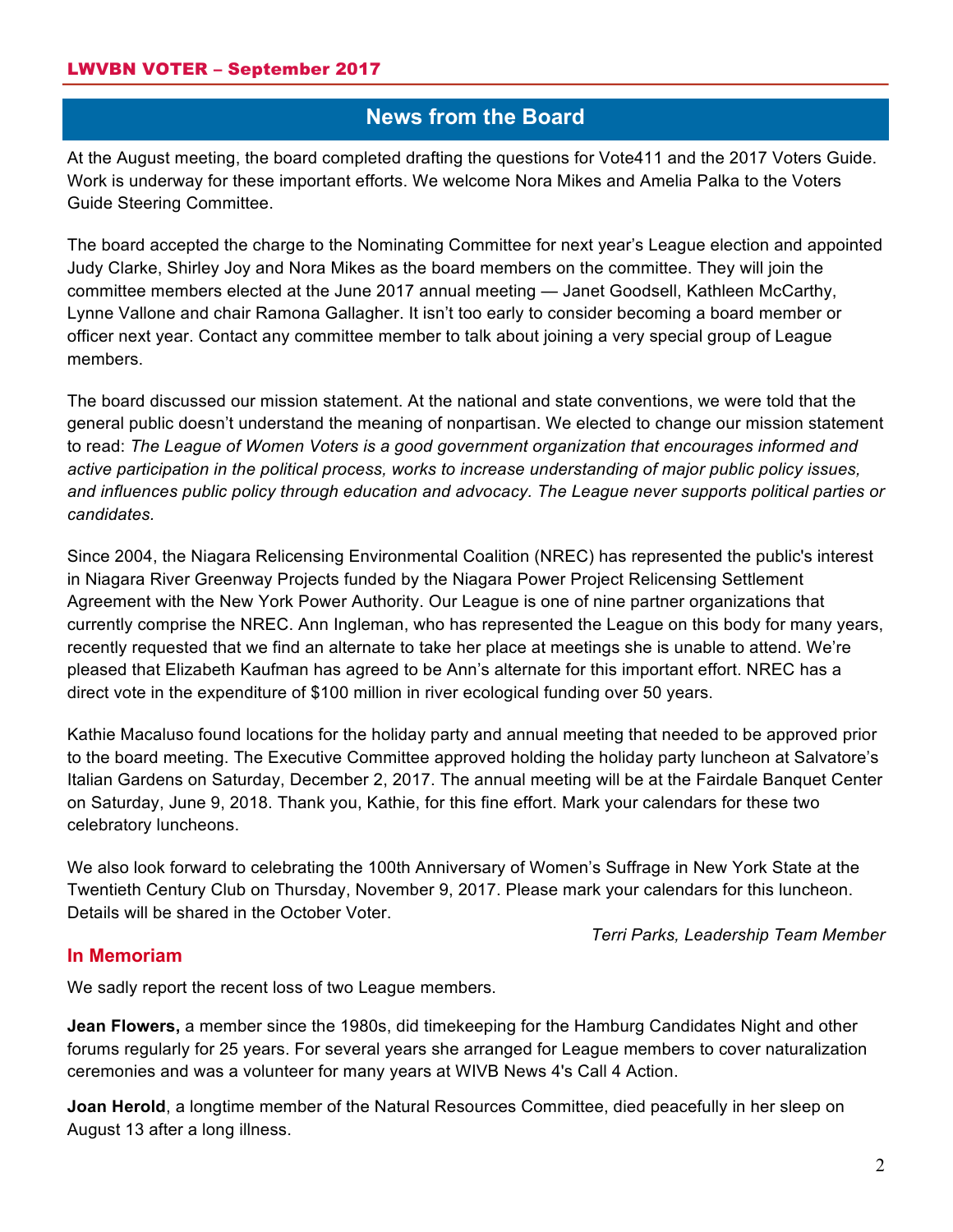## News from the Board

At the August meeting, the board completed drafting the questions for Vote411 and the 2017 Voters Guide. Work is underway for these important efforts. We welcome Nora Mikes and Amelia Palka to the Voters Guide Steering Committee.

The board accepted the charge to the Nominating Committee for next year's League election and appointed Judy Clarke, Shirley Joy and Nora Mikes as the board members on the committee. They will join the committee members elected at the June 2017 annual meeting — Janet Goodsell, Kathleen McCarthy, Lynne Vallone and chair Ramona Gallagher. It isn't too early to consider becoming a board member or officer next year. Contact any committee member to talk about joining a very special group of League members.

The board discussed our mission statement. At the national and state conventions, we were told that the general public doesn't understand the meaning of nonpartisan. We elected to change our mission statement to read: *The League of Women Voters is a good government organization that encourages informed and active participation in the political process, works to increase understanding of major public policy issues, and influences public policy through education and advocacy. The League never supports political parties or candidates.*

Since 2004, the Niagara Relicensing Environmental Coalition (NREC) has represented the public's interest in Niagara River Greenway Projects funded by the Niagara Power Project Relicensing Settlement Agreement with the New York Power Authority. Our League is one of nine partner organizations that currently comprise the NREC. Ann Ingleman, who has represented the League on this body for many years, recently requested that we find an alternate to take her place at meetings she is unable to attend. We're pleased that Elizabeth Kaufman has agreed to be Ann's alternate for this important effort. NREC has a direct vote in the expenditure of $100 million in river ecological funding over 50 years.

Kathie Macaluso found locations for the holiday party and annual meeting that needed to be approved prior to the board meeting. The Executive Committee approved holding the holiday party luncheon at Salvatore's Italian Gardens on Saturday, December 2, 2017. The annual meeting will be at the Fairdale Banquet Center on Saturday, June 9, 2018. Thank you, Kathie, for this fine effort. Mark your calendars for these two celebratory luncheons.

We also look forward to celebrating the 100th Anniversary of Women's Suffrage in New York State at the Twentieth Century Club on Thursday, November 9, 2017. Please mark your calendars for this luncheon. Details will be shared in the October Voter.

*Terri Parks, Leadership Team Member*

### In Memoriam

We sadly report the recent loss of two League members.

**Jean Flowers,** a member since the 1980s, did timekeeping for the Hamburg Candidates Night and other forums regularly for 25 years. For several years she arranged for League members to cover naturalization ceremonies and was a volunteer for many years at WIVB News 4's Call 4 Action.

**Joan Herold**, a longtime member of the Natural Resources Committee, died peacefully in her sleep on August 13 after a long illness.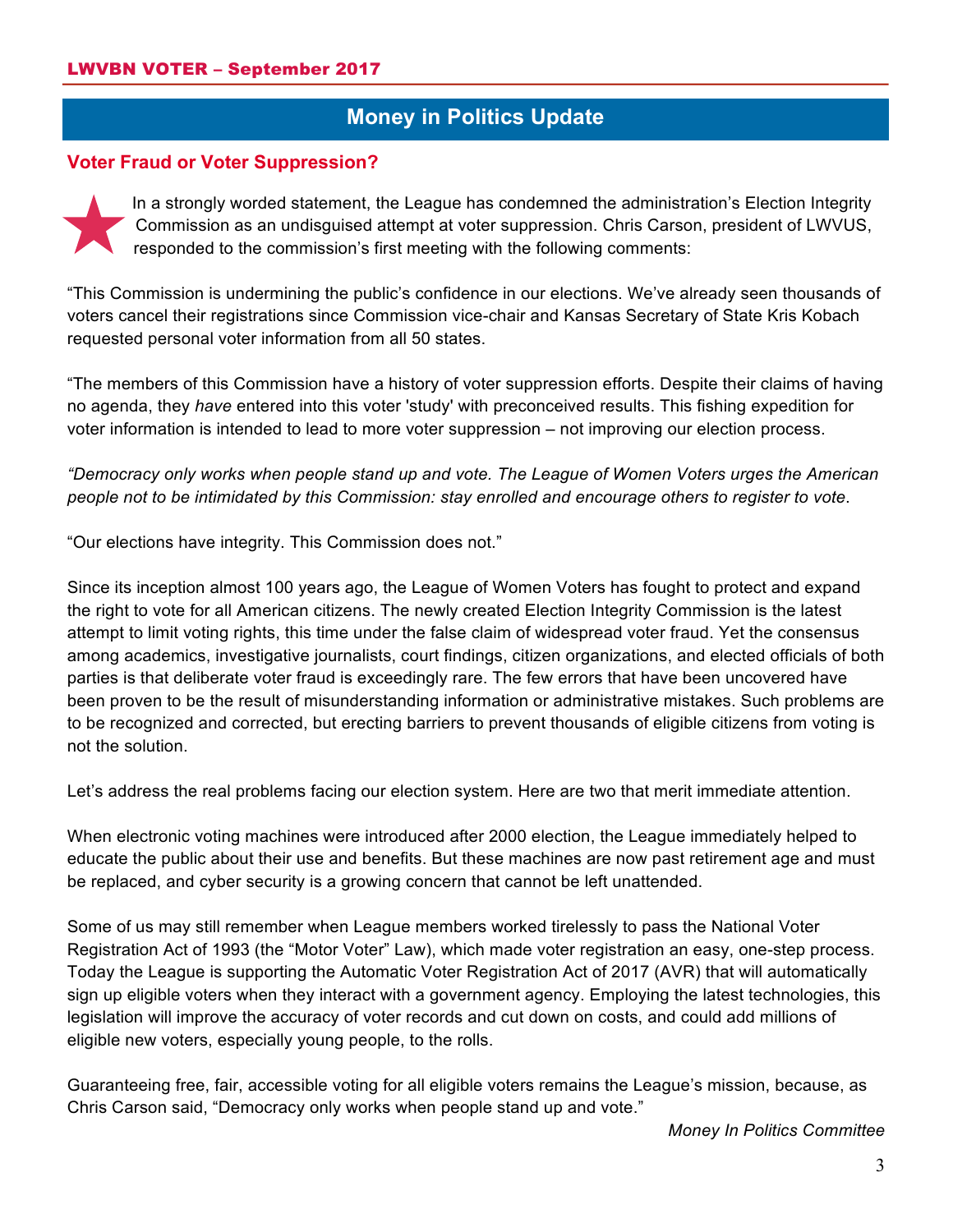## Money in Politics Update

### Voter Fraud or Voter Suppression?

In a strongly worded statement, the League has condemned the administration's Election Integrity Commission as an undisguised attempt at voter suppression. Chris Carson, president of LWVUS, responded to the commission's first meeting with the following comments:

"This Commission is undermining the public's confidence in our elections. We've already seen thousands of voters cancel their registrations since Commission vice-chair and Kansas Secretary of State Kris Kobach requested personal voter information from all 50 states.

"The members of this Commission have a history of voter suppression efforts. Despite their claims of having no agenda, they *have* entered into this voter 'study' with preconceived results. This fishing expedition for voter information is intended to lead to more voter suppression – not improving our election process.

*"Democracy only works when people stand up and vote. The League of Women Voters urges the American people not to be intimidated by this Commission: stay enrolled and encourage others to register to vote.*

"Our elections have integrity. This Commission does not."

Since its inception almost 100 years ago, the League of Women Voters has fought to protect and expand the right to vote for all American citizens. The newly created Election Integrity Commission is the latest attempt to limit voting rights, this time under the false claim of widespread voter fraud. Yet the consensus among academics, investigative journalists, court findings, citizen organizations, and elected officials of both parties is that deliberate voter fraud is exceedingly rare. The few errors that have been uncovered have been proven to be the result of misunderstanding information or administrative mistakes. Such problems are to be recognized and corrected, but erecting barriers to prevent thousands of eligible citizens from voting is not the solution.

Let's address the real problems facing our election system. Here are two that merit immediate attention.

When electronic voting machines were introduced after 2000 election, the League immediately helped to educate the public about their use and benefits. But these machines are now past retirement age and must be replaced, and cyber security is a growing concern that cannot be left unattended.

Some of us may still remember when League members worked tirelessly to pass the National Voter Registration Act of 1993 (the "Motor Voter" Law), which made voter registration an easy, one-step process. Today the League is supporting the Automatic Voter Registration Act of 2017 (AVR) that will automatically sign up eligible voters when they interact with a government agency. Employing the latest technologies, this legislation will improve the accuracy of voter records and cut down on costs, and could add millions of eligible new voters, especially young people, to the rolls.

Guaranteeing free, fair, accessible voting for all eligible voters remains the League's mission, because, as Chris Carson said, "Democracy only works when people stand up and vote."

*Money In Politics Committee*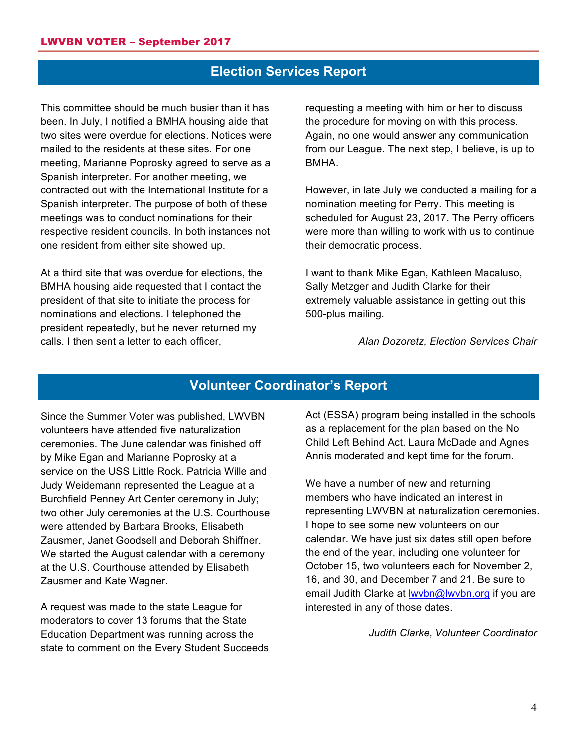## Election Services Report

This committee should be much busier than it has been. In July, I notified a BMHA housing aide that two sites were overdue for elections. Notices were mailed to the residents at these sites. For one meeting, Marianne Poprosky agreed to serve as a Spanish interpreter. For another meeting, we contracted out with the International Institute for a Spanish interpreter. The purpose of both of these meetings was to conduct nominations for their respective resident councils. In both instances not one resident from either site showed up.

At a third site that was overdue for elections, the BMHA housing aide requested that I contact the president of that site to initiate the process for nominations and elections. I telephoned the president repeatedly, but he never returned my calls. I then sent a letter to each officer, requesting a meeting with him or her to discuss the procedure for moving on with this process. Again, no one would answer any communication from our League. The next step, I believe, is up to BMHA.

However, in late July we conducted a mailing for a nomination meeting for Perry. This meeting is scheduled for August 23, 2017. The Perry officers were more than willing to work with us to continue their democratic process.

I want to thank Mike Egan, Kathleen Macaluso, Sally Metzger and Judith Clarke for their extremely valuable assistance in getting out this 500-plus mailing.

*Alan Dozoretz, Election Services Chair*

## Volunteer Coordinator's Report

Since the Summer Voter was published, LWVBN volunteers have attended five naturalization ceremonies. The June calendar was finished off by Mike Egan and Marianne Poprosky at a service on the USS Little Rock. Patricia Wille and Judy Weidemann represented the League at a Burchfield Penney Art Center ceremony in July; two other July ceremonies at the U.S. Courthouse were attended by Barbara Brooks, Elisabeth Zausmer, Janet Goodsell and Deborah Shiffner. We started the August calendar with a ceremony at the U.S. Courthouse attended by Elisabeth Zausmer and Kate Wagner.

A request was made to the state League for moderators to cover 13 forums that the State Education Department was running across the state to comment on the Every Student Succeeds Act (ESSA) program being installed in the schools as a replacement for the plan based on the No Child Left Behind Act. Laura McDade and Agnes Annis moderated and kept time for the forum.

We have a number of new and returning members who have indicated an interest in representing LWVBN at naturalization ceremonies. I hope to see some new volunteers on our calendar. We have just six dates still open before the end of the year, including one volunteer for October 15, two volunteers each for November 2, 16, and 30, and December 7 and 21. Be sure to email Judith Clarke at lwvbn@lwvbn.org if you are interested in any of those dates.

*Judith Clarke, Volunteer Coordinator*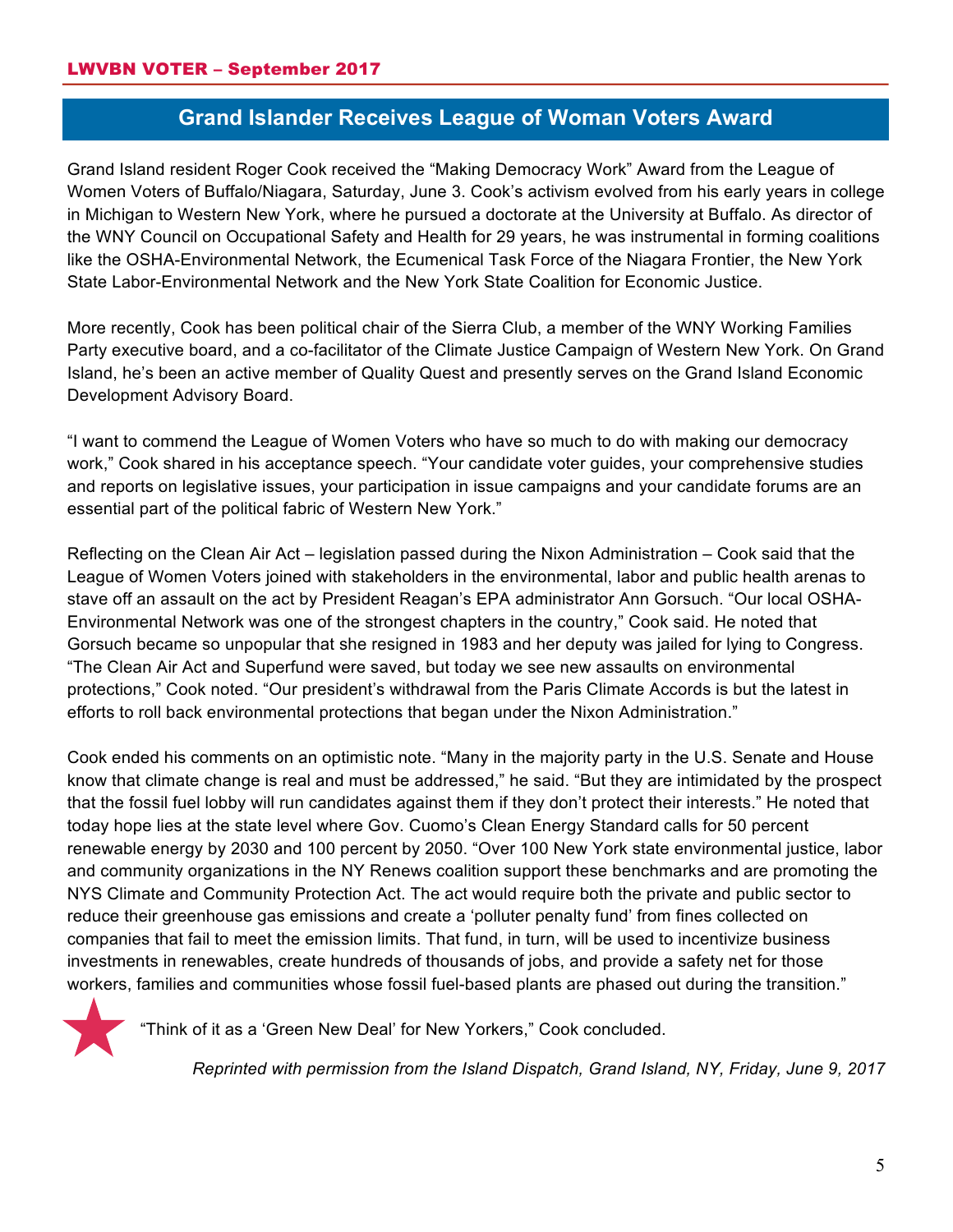## Grand Islander Receives League of Woman Voters Award

Grand Island resident Roger Cook received the “Making Democracy Work” Award from the League of Women Voters of Buffalo/Niagara, Saturday, June 3. Cook’s activism evolved from his early years in college in Michigan to Western New York, where he pursued a doctorate at the University at Buffalo. As director of the WNY Council on Occupational Safety and Health for 29 years, he was instrumental in forming coalitions like the OSHA-Environmental Network, the Ecumenical Task Force of the Niagara Frontier, the New York State Labor-Environmental Network and the New York State Coalition for Economic Justice.

More recently, Cook has been political chair of the Sierra Club, a member of the WNY Working Families Party executive board, and a co-facilitator of the Climate Justice Campaign of Western New York. On Grand Island, he’s been an active member of Quality Quest and presently serves on the Grand Island Economic Development Advisory Board.

“I want to commend the League of Women Voters who have so much to do with making our democracy work,” Cook shared in his acceptance speech. “Your candidate voter guides, your comprehensive studies and reports on legislative issues, your participation in issue campaigns and your candidate forums are an essential part of the political fabric of Western New York.”

Reflecting on the Clean Air Act – legislation passed during the Nixon Administration – Cook said that the League of Women Voters joined with stakeholders in the environmental, labor and public health arenas to stave off an assault on the act by President Reagan’s EPA administrator Ann Gorsuch. “Our local OSHA-Environmental Network was one of the strongest chapters in the country,” Cook said. He noted that Gorsuch became so unpopular that she resigned in 1983 and her deputy was jailed for lying to Congress. “The Clean Air Act and Superfund were saved, but today we see new assaults on environmental protections,” Cook noted. “Our president’s withdrawal from the Paris Climate Accords is but the latest in efforts to roll back environmental protections that began under the Nixon Administration.”

Cook ended his comments on an optimistic note. “Many in the majority party in the U.S. Senate and House know that climate change is real and must be addressed,” he said. “But they are intimidated by the prospect that the fossil fuel lobby will run candidates against them if they don’t protect their interests.” He noted that today hope lies at the state level where Gov. Cuomo’s Clean Energy Standard calls for 50 percent renewable energy by 2030 and 100 percent by 2050. “Over 100 New York state environmental justice, labor and community organizations in the NY Renews coalition support these benchmarks and are promoting the NYS Climate and Community Protection Act. The act would require both the private and public sector to reduce their greenhouse gas emissions and create a ‘polluter penalty fund’ from fines collected on companies that fail to meet the emission limits. That fund, in turn, will be used to incentivize business investments in renewables, create hundreds of thousands of jobs, and provide a safety net for those workers, families and communities whose fossil fuel-based plants are phased out during the transition.”

“Think of it as a ‘Green New Deal’ for New Yorkers,” Cook concluded.

*Reprinted with permission from the Island Dispatch, Grand Island, NY, Friday, June 9, 2017*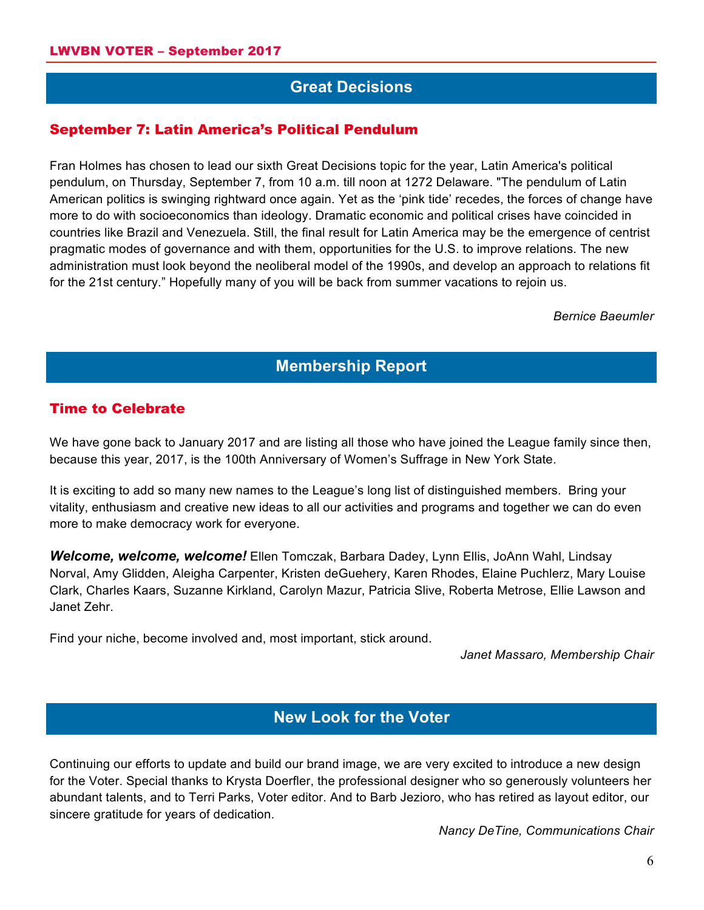## Great Decisions

### September 7: Latin America's Political Pendulum

Fran Holmes has chosen to lead our sixth Great Decisions topic for the year, Latin America's political pendulum, on Thursday, September 7, from 10 a.m. till noon at 1272 Delaware. "The pendulum of Latin American politics is swinging rightward once again. Yet as the 'pink tide' recedes, the forces of change have more to do with socioeconomics than ideology. Dramatic economic and political crises have coincided in countries like Brazil and Venezuela. Still, the final result for Latin America may be the emergence of centrist pragmatic modes of governance and with them, opportunities for the U.S. to improve relations. The new administration must look beyond the neoliberal model of the 1990s, and develop an approach to relations fit for the 21st century." Hopefully many of you will be back from summer vacations to rejoin us.

*Bernice Baeumler*

## Membership Report

### Time to Celebrate

We have gone back to January 2017 and are listing all those who have joined the League family since then, because this year, 2017, is the 100th Anniversary of Women's Suffrage in New York State.

It is exciting to add so many new names to the League's long list of distinguished members. Bring your vitality, enthusiasm and creative new ideas to all our activities and programs and together we can do even more to make democracy work for everyone.

***Welcome, welcome, welcome!*** Ellen Tomczak, Barbara Dadey, Lynn Ellis, JoAnn Wahl, Lindsay Norval, Amy Glidden, Aleigha Carpenter, Kristen deGuehery, Karen Rhodes, Elaine Puchlerz, Mary Louise Clark, Charles Kaars, Suzanne Kirkland, Carolyn Mazur, Patricia Slive, Roberta Metrose, Ellie Lawson and Janet Zehr.

Find your niche, become involved and, most important, stick around.

*Janet Massaro, Membership Chair*

## New Look for the Voter

Continuing our efforts to update and build our brand image, we are very excited to introduce a new design for the Voter. Special thanks to Krysta Doerfler, the professional designer who so generously volunteers her abundant talents, and to Terri Parks, Voter editor. And to Barb Jezioro, who has retired as layout editor, our sincere gratitude for years of dedication.

*Nancy DeTine, Communications Chair*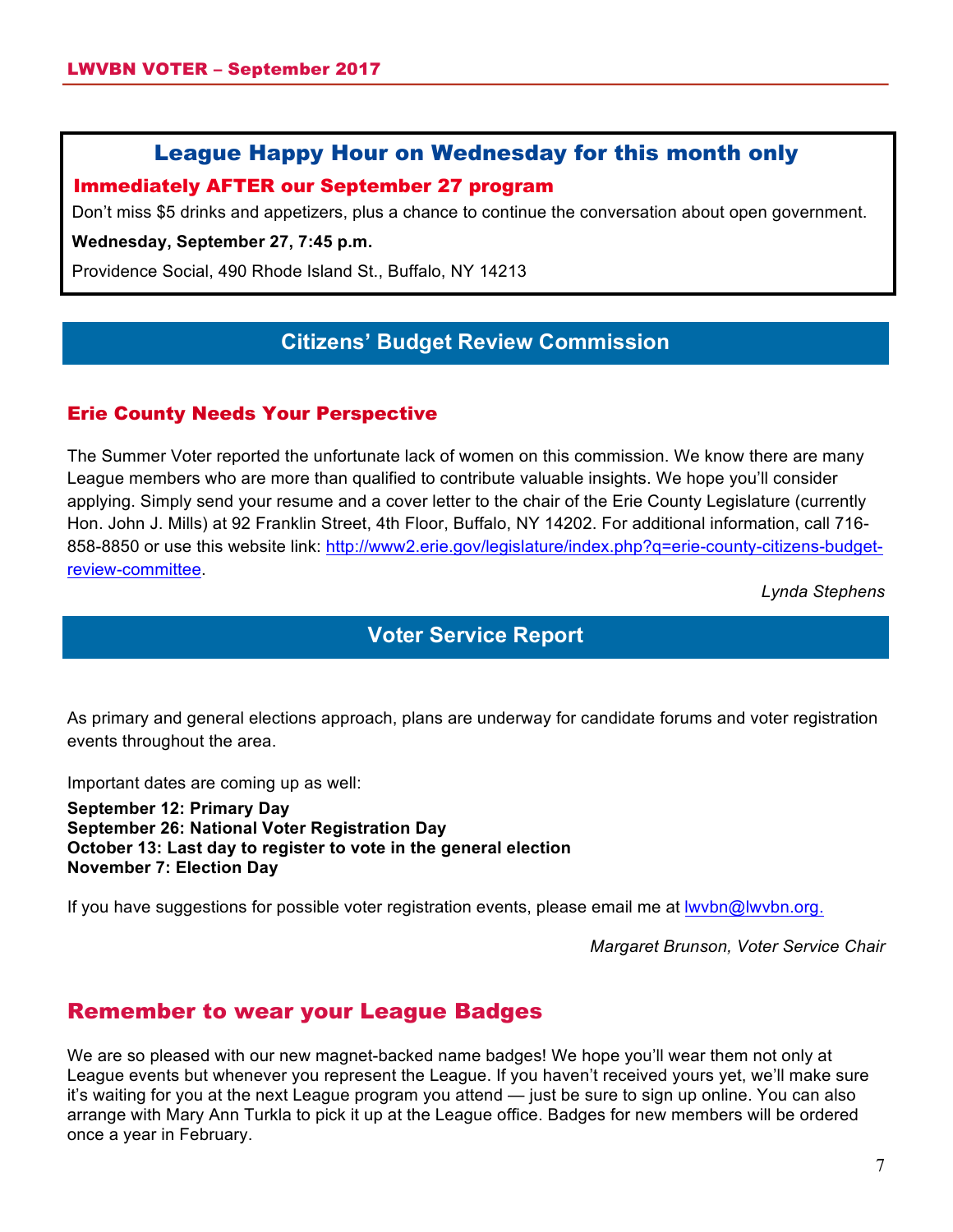## League Happy Hour on Wednesday for this month only

### Immediately AFTER our September 27 program

Don't miss $5 drinks and appetizers, plus a chance to continue the conversation about open government.

**Wednesday, September 27, 7:45 p.m.**

Providence Social, 490 Rhode Island St., Buffalo, NY 14213

## Citizens' Budget Review Commission

### Erie County Needs Your Perspective

The Summer Voter reported the unfortunate lack of women on this commission. We know there are many League members who are more than qualified to contribute valuable insights. We hope you'll consider applying. Simply send your resume and a cover letter to the chair of the Erie County Legislature (currently Hon. John J. Mills) at 92 Franklin Street, 4th Floor, Buffalo, NY 14202. For additional information, call 716-858-8850 or use this website link: http://www2.erie.gov/legislature/index.php?q=erie-county-citizens-budget-review-committee.

*Lynda Stephens*

## Voter Service Report

As primary and general elections approach, plans are underway for candidate forums and voter registration events throughout the area.

Important dates are coming up as well:

**September 12: Primary Day**
**September 26: National Voter Registration Day**
**October 13: Last day to register to vote in the general election**
**November 7: Election Day**

If you have suggestions for possible voter registration events, please email me at lwvbn@lwvbn.org.

*Margaret Brunson, Voter Service Chair*

## Remember to wear your League Badges

We are so pleased with our new magnet-backed name badges! We hope you'll wear them not only at League events but whenever you represent the League. If you haven't received yours yet, we'll make sure it's waiting for you at the next League program you attend — just be sure to sign up online. You can also arrange with Mary Ann Turkla to pick it up at the League office. Badges for new members will be ordered once a year in February.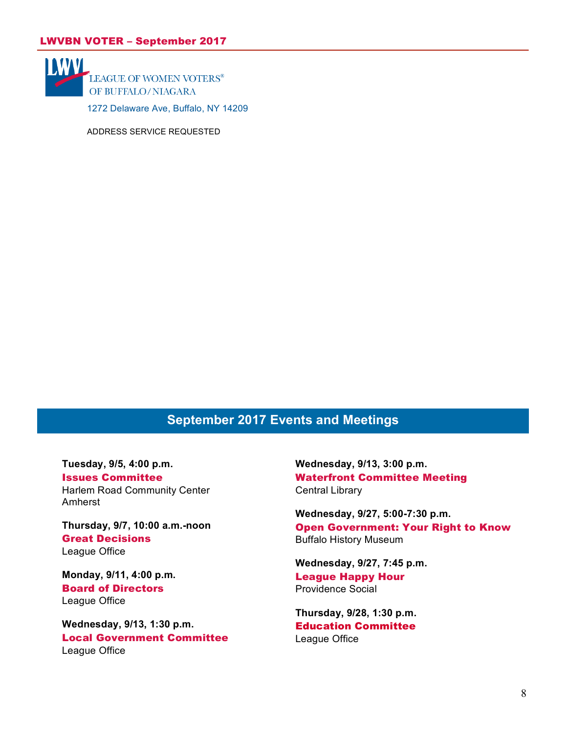LEAGUE OF WOMEN VOTERS®
OF BUFFALO/NIAGARA

1272 Delaware Ave, Buffalo, NY 14209

ADDRESS SERVICE REQUESTED

## September 2017 Events and Meetings

**Tuesday, 9/5, 4:00 p.m.**
**Issues Committee**
Harlem Road Community Center
Amherst

**Thursday, 9/7, 10:00 a.m.-noon**
**Great Decisions**
League Office

**Monday, 9/11, 4:00 p.m.**
**Board of Directors**
League Office

**Wednesday, 9/13, 1:30 p.m.**
**Local Government Committee**
League Office

**Wednesday, 9/13, 3:00 p.m.**
**Waterfront Committee Meeting**
Central Library

**Wednesday, 9/27, 5:00-7:30 p.m.**
**Open Government: Your Right to Know**
Buffalo History Museum

**Wednesday, 9/27, 7:45 p.m.**
**League Happy Hour**
Providence Social

**Thursday, 9/28, 1:30 p.m.**
**Education Committee**
League Office